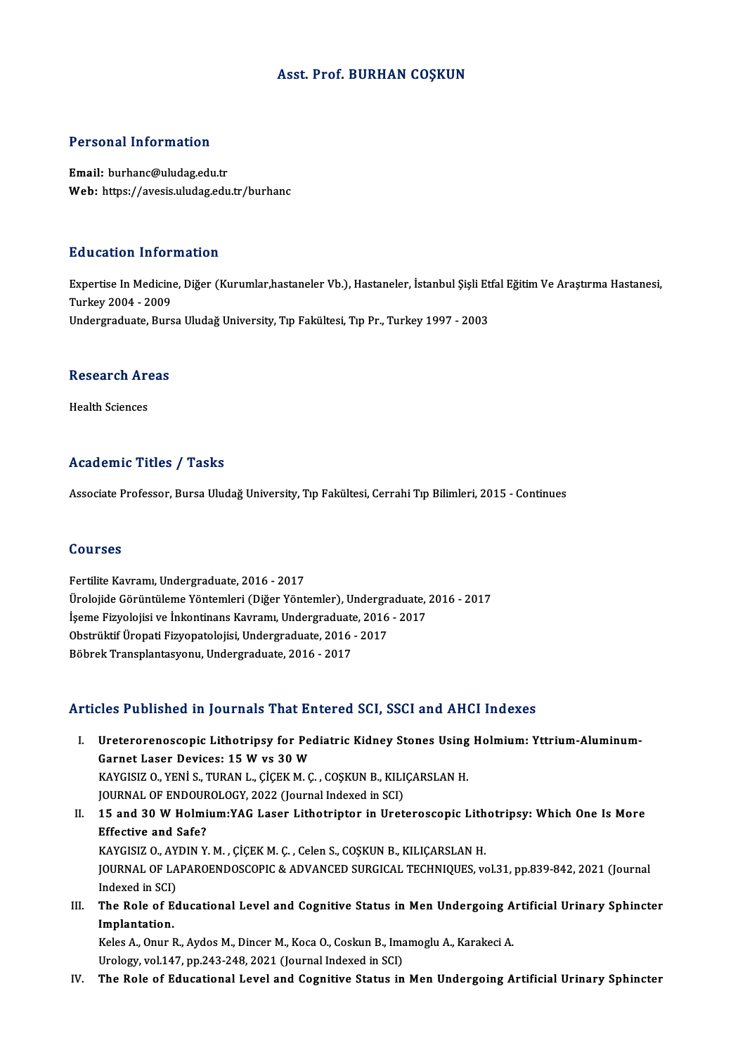# Asst. Prof. BURHAN COŞKUN

## Personal Information

**Email:** burhanc@uludag.edu.tr
**Web:** https://avesis.uludag.edu.tr/burhanc

## Education Information

Expertise In Medicine, Diğer (Kurumlar,hastaneler Vb.), Hastaneler, İstanbul Şişli Etfal Eğitim Ve Araştırma Hastanesi, Turkey 2004 - 2009
Undergraduate, Bursa Uludağ University, Tıp Fakültesi, Tıp Pr., Turkey 1997 - 2003

## Research Areas

Health Sciences

## Academic Titles / Tasks

Associate Professor, Bursa Uludağ University, Tıp Fakültesi, Cerrahi Tıp Bilimleri, 2015 - Continues

## Courses

Fertilite Kavramı, Undergraduate, 2016 - 2017
Ürolojide Görüntüleme Yöntemleri (Diğer Yöntemler), Undergraduate, 2016 - 2017
İşeme Fizyolojisi ve İnkontinans Kavramı, Undergraduate, 2016 - 2017
Obstrüktif Üropati Fizyopatolojisi, Undergraduate, 2016 - 2017
Böbrek Transplantasyonu, Undergraduate, 2016 - 2017

## Articles Published in Journals That Entered SCI, SSCI and AHCI Indexes

I. **Ureterorenoscopic Lithotripsy for Pediatric Kidney Stones Using Holmium: Yttrium-Aluminum-Garnet Laser Devices: 15 W vs 30 W**
KAYGISIZ O., YENİ S., TURAN L., ÇİÇEK M. Ç. , COŞKUN B., KILIÇARSLAN H.
JOURNAL OF ENDOUROLOGY, 2022 (Journal Indexed in SCI)

II. **15 and 30 W Holmium:YAG Laser Lithotriptor in Ureteroscopic Lithotripsy: Which One Is More Effective and Safe?**
KAYGISIZ O., AYDIN Y. M. , ÇİÇEK M. Ç. , Celen S., COŞKUN B., KILIÇARSLAN H.
JOURNAL OF LAPAROENDOSCOPIC & ADVANCED SURGICAL TECHNIQUES, vol.31, pp.839-842, 2021 (Journal Indexed in SCI)

III. **The Role of Educational Level and Cognitive Status in Men Undergoing Artificial Urinary Sphincter Implantation.**
Keles A., Onur R., Aydos M., Dincer M., Koca O., Coskun B., Imamoglu A., Karakeci A.
Urology, vol.147, pp.243-248, 2021 (Journal Indexed in SCI)

IV. **The Role of Educational Level and Cognitive Status in Men Undergoing Artificial Urinary Sphincter**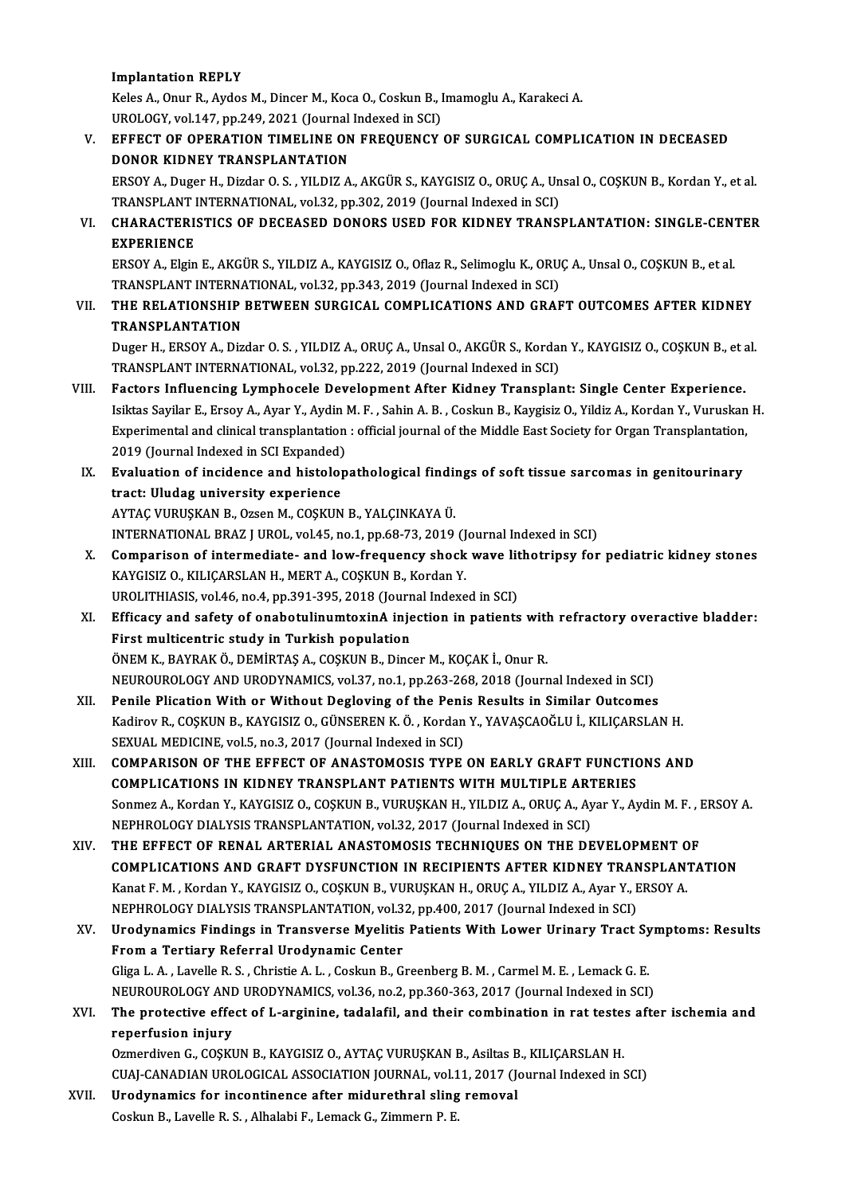**Implantation REPLY**
Keles A., Onur R., Aydos M., Dincer M., Koca O., Coskun B., Imamoglu A., Karakeci A.
UROLOGY, vol.147, pp.249, 2021 (Journal Indexed in SCI)

V. **EFFECT OF OPERATION TIMELINE ON FREQUENCY OF SURGICAL COMPLICATION IN DECEASED DONOR KIDNEY TRANSPLANTATION**
ERSOY A., Duger H., Dizdar O. S. , YILDIZ A., AKGÜR S., KAYGISIZ O., ORUÇ A., Unsal O., COŞKUN B., Kordan Y., et al.
TRANSPLANT INTERNATIONAL, vol.32, pp.302, 2019 (Journal Indexed in SCI)

VI. **CHARACTERISTICS OF DECEASED DONORS USED FOR KIDNEY TRANSPLANTATION: SINGLE-CENTER EXPERIENCE**
ERSOY A., Elgin E., AKGÜR S., YILDIZ A., KAYGISIZ O., Oflaz R., Selimoglu K., ORUÇ A., Unsal O., COŞKUN B., et al.
TRANSPLANT INTERNATIONAL, vol.32, pp.343, 2019 (Journal Indexed in SCI)

VII. **THE RELATIONSHIP BETWEEN SURGICAL COMPLICATIONS AND GRAFT OUTCOMES AFTER KIDNEY TRANSPLANTATION**
Duger H., ERSOY A., Dizdar O. S. , YILDIZ A., ORUÇ A., Unsal O., AKGÜR S., Kordan Y., KAYGISIZ O., COŞKUN B., et al.
TRANSPLANT INTERNATIONAL, vol.32, pp.222, 2019 (Journal Indexed in SCI)

VIII. **Factors Influencing Lymphocele Development After Kidney Transplant: Single Center Experience.**
Isiktas Sayilar E., Ersoy A., Ayar Y., Aydin M. F. , Sahin A. B. , Coskun B., Kaygisiz O., Yildiz A., Kordan Y., Vuruskan H.
Experimental and clinical transplantation : official journal of the Middle East Society for Organ Transplantation, 2019 (Journal Indexed in SCI Expanded)

IX. **Evaluation of incidence and histolopathological findings of soft tissue sarcomas in genitourinary tract: Uludag university experience**
AYTAÇ VURUŞKAN B., Ozsen M., COŞKUN B., YALÇINKAYA Ü.
INTERNATIONAL BRAZ J UROL, vol.45, no.1, pp.68-73, 2019 (Journal Indexed in SCI)

X. **Comparison of intermediate- and low-frequency shock wave lithotripsy for pediatric kidney stones**
KAYGISIZ O., KILIÇARSLAN H., MERT A., COŞKUN B., Kordan Y.
UROLITHIASIS, vol.46, no.4, pp.391-395, 2018 (Journal Indexed in SCI)

XI. **Efficacy and safety of onabotulinumtoxinA injection in patients with refractory overactive bladder: First multicentric study in Turkish population**
ÖNEM K., BAYRAK Ö., DEMİRTAŞ A., COŞKUN B., Dincer M., KOÇAK İ., Onur R.
NEUROUROLOGY AND URODYNAMICS, vol.37, no.1, pp.263-268, 2018 (Journal Indexed in SCI)

XII. **Penile Plication With or Without Degloving of the Penis Results in Similar Outcomes**
Kadirov R., COŞKUN B., KAYGISIZ O., GÜNSEREN K. Ö. , Kordan Y., YAVAŞCAOĞLU İ., KILIÇARSLAN H.
SEXUAL MEDICINE, vol.5, no.3, 2017 (Journal Indexed in SCI)

XIII. **COMPARISON OF THE EFFECT OF ANASTOMOSIS TYPE ON EARLY GRAFT FUNCTIONS AND COMPLICATIONS IN KIDNEY TRANSPLANT PATIENTS WITH MULTIPLE ARTERIES**
Sonmez A., Kordan Y., KAYGISIZ O., COŞKUN B., VURUŞKAN H., YILDIZ A., ORUÇ A., Ayar Y., Aydin M. F. , ERSOY A.
NEPHROLOGY DIALYSIS TRANSPLANTATION, vol.32, 2017 (Journal Indexed in SCI)

XIV. **THE EFFECT OF RENAL ARTERIAL ANASTOMOSIS TECHNIQUES ON THE DEVELOPMENT OF COMPLICATIONS AND GRAFT DYSFUNCTION IN RECIPIENTS AFTER KIDNEY TRANSPLANTATION**
Kanat F. M. , Kordan Y., KAYGISIZ O., COŞKUN B., VURUŞKAN H., ORUÇ A., YILDIZ A., Ayar Y., ERSOY A.
NEPHROLOGY DIALYSIS TRANSPLANTATION, vol.32, pp.400, 2017 (Journal Indexed in SCI)

XV. **Urodynamics Findings in Transverse Myelitis Patients With Lower Urinary Tract Symptoms: Results From a Tertiary Referral Urodynamic Center**
Gliga L. A. , Lavelle R. S. , Christie A. L. , Coskun B., Greenberg B. M. , Carmel M. E. , Lemack G. E.
NEUROUROLOGY AND URODYNAMICS, vol.36, no.2, pp.360-363, 2017 (Journal Indexed in SCI)

XVI. **The protective effect of L-arginine, tadalafil, and their combination in rat testes after ischemia and reperfusion injury**
Ozmerdiven G., COŞKUN B., KAYGISIZ O., AYTAÇ VURUŞKAN B., Asiltas B., KILIÇARSLAN H.
CUAJ-CANADIAN UROLOGICAL ASSOCIATION JOURNAL, vol.11, 2017 (Journal Indexed in SCI)

XVII. **Urodynamics for incontinence after midurethral sling removal**
Coskun B., Lavelle R. S. , Alhalabi F., Lemack G., Zimmern P. E.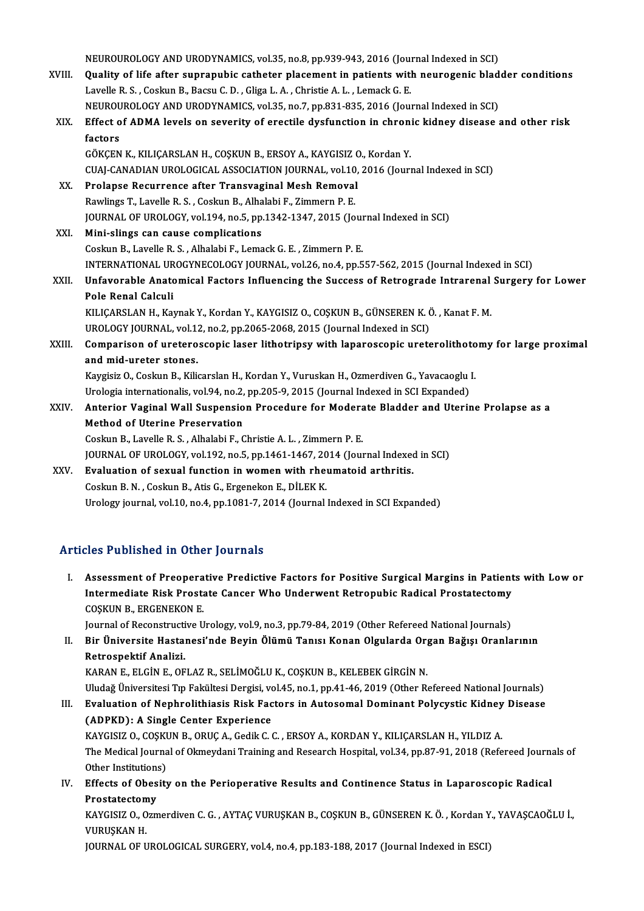NEUROUROLOGY AND URODYNAMICS, vol.35, no.8, pp.939-943, 2016 (Journal Indexed in SCI)

XVIII. **Quality of life after suprapubic catheter placement in patients with neurogenic bladder conditions**
Lavelle R. S. , Coskun B., Bacsu C. D. , Gliga L. A. , Christie A. L. , Lemack G. E.
NEUROUROLOGY AND URODYNAMICS, vol.35, no.7, pp.831-835, 2016 (Journal Indexed in SCI)

XIX. **Effect of ADMA levels on severity of erectile dysfunction in chronic kidney disease and other risk factors**
GÖKÇEN K., KILIÇARSLAN H., COŞKUN B., ERSOY A., KAYGISIZ O., Kordan Y.
CUAJ-CANADIAN UROLOGICAL ASSOCIATION JOURNAL, vol.10, 2016 (Journal Indexed in SCI)

XX. **Prolapse Recurrence after Transvaginal Mesh Removal**
Rawlings T., Lavelle R. S. , Coskun B., Alhalabi F., Zimmern P. E.
JOURNAL OF UROLOGY, vol.194, no.5, pp.1342-1347, 2015 (Journal Indexed in SCI)

XXI. **Mini-slings can cause complications**
Coskun B., Lavelle R. S. , Alhalabi F., Lemack G. E. , Zimmern P. E.
INTERNATIONAL UROGYNECOLOGY JOURNAL, vol.26, no.4, pp.557-562, 2015 (Journal Indexed in SCI)

XXII. **Unfavorable Anatomical Factors Influencing the Success of Retrograde Intrarenal Surgery for Lower Pole Renal Calculi**
KILIÇARSLAN H., Kaynak Y., Kordan Y., KAYGISIZ O., COŞKUN B., GÜNSEREN K. Ö. , Kanat F. M.
UROLOGY JOURNAL, vol.12, no.2, pp.2065-2068, 2015 (Journal Indexed in SCI)

XXIII. **Comparison of ureteroscopic laser lithotripsy with laparoscopic ureterolithotomy for large proximal and mid-ureter stones.**
Kaygisiz O., Coskun B., Kilicarslan H., Kordan Y., Vuruskan H., Ozmerdiven G., Yavacaoglu I.
Urologia internationalis, vol.94, no.2, pp.205-9, 2015 (Journal Indexed in SCI Expanded)

XXIV. **Anterior Vaginal Wall Suspension Procedure for Moderate Bladder and Uterine Prolapse as a Method of Uterine Preservation**
Coskun B., Lavelle R. S. , Alhalabi F., Christie A. L. , Zimmern P. E.
JOURNAL OF UROLOGY, vol.192, no.5, pp.1461-1467, 2014 (Journal Indexed in SCI)

XXV. **Evaluation of sexual function in women with rheumatoid arthritis.**
Coskun B. N. , Coskun B., Atis G., Ergenekon E., DİLEK K.
Urology journal, vol.10, no.4, pp.1081-7, 2014 (Journal Indexed in SCI Expanded)

## Articles Published in Other Journals

I. **Assessment of Preoperative Predictive Factors for Positive Surgical Margins in Patients with Low or Intermediate Risk Prostate Cancer Who Underwent Retropubic Radical Prostatectomy**
COŞKUN B., ERGENEKON E.
Journal of Reconstructive Urology, vol.9, no.3, pp.79-84, 2019 (Other Refereed National Journals)

II. **Bir Üniversite Hastanesi'nde Beyin Ölümü Tanısı Konan Olgularda Organ Bağışı Oranlarının Retrospektif Analizi.**
KARAN E., ELGİN E., OFLAZ R., SELİMOĞLU K., COŞKUN B., KELEBEK GİRGİN N.
Uludağ Üniversitesi Tıp Fakültesi Dergisi, vol.45, no.1, pp.41-46, 2019 (Other Refereed National Journals)

III. **Evaluation of Nephrolithiasis Risk Factors in Autosomal Dominant Polycystic Kidney Disease (ADPKD): A Single Center Experience**
KAYGISIZ O., COŞKUN B., ORUÇ A., Gedik C. C. , ERSOY A., KORDAN Y., KILIÇARSLAN H., YILDIZ A.
The Medical Journal of Okmeydani Training and Research Hospital, vol.34, pp.87-91, 2018 (Refereed Journals of Other Institutions)

IV. **Effects of Obesity on the Perioperative Results and Continence Status in Laparoscopic Radical Prostatectomy**
KAYGISIZ O., Ozmerdiven C. G. , AYTAÇ VURUŞKAN B., COŞKUN B., GÜNSEREN K. Ö. , Kordan Y., YAVAŞCAOĞLU İ., VURUŞKAN H.
JOURNAL OF UROLOGICAL SURGERY, vol.4, no.4, pp.183-188, 2017 (Journal Indexed in ESCI)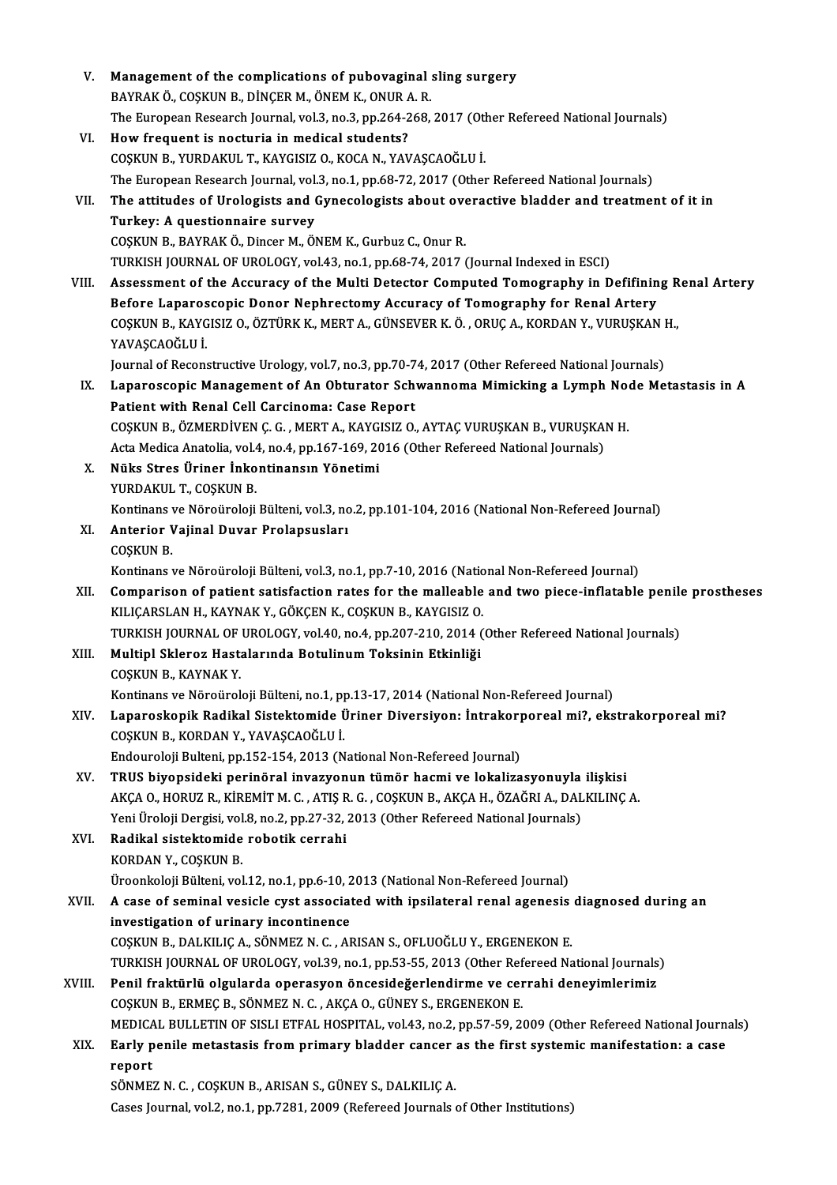V. **Management of the complications of pubovaginal sling surgery**
BAYRAK Ö., COŞKUN B., DİNÇER M., ÖNEM K., ONUR A. R.
The European Research Journal, vol.3, no.3, pp.264-268, 2017 (Other Refereed National Journals)

VI. **How frequent is nocturia in medical students?**
COŞKUN B., YURDAKUL T., KAYGISIZ O., KOCA N., YAVAŞCAOĞLU İ.
The European Research Journal, vol.3, no.1, pp.68-72, 2017 (Other Refereed National Journals)

VII. **The attitudes of Urologists and Gynecologists about overactive bladder and treatment of it in Turkey: A questionnaire survey**
COŞKUN B., BAYRAK Ö., Dincer M., ÖNEM K., Gurbuz C., Onur R.
TURKISH JOURNAL OF UROLOGY, vol.43, no.1, pp.68-74, 2017 (Journal Indexed in ESCI)

VIII. **Assessment of the Accuracy of the Multi Detector Computed Tomography in Defifining Renal Artery Before Laparoscopic Donor Nephrectomy Accuracy of Tomography for Renal Artery**
COŞKUN B., KAYGISIZ O., ÖZTÜRK K., MERT A., GÜNSEVER K. Ö. , ORUÇ A., KORDAN Y., VURUŞKAN H., YAVAŞCAOĞLU İ.
Journal of Reconstructive Urology, vol.7, no.3, pp.70-74, 2017 (Other Refereed National Journals)

IX. **Laparoscopic Management of An Obturator Schwannoma Mimicking a Lymph Node Metastasis in A Patient with Renal Cell Carcinoma: Case Report**
COŞKUN B., ÖZMERDİVEN Ç. G. , MERT A., KAYGISIZ O., AYTAÇ VURUŞKAN B., VURUŞKAN H.
Acta Medica Anatolia, vol.4, no.4, pp.167-169, 2016 (Other Refereed National Journals)

X. **Nüks Stres Üriner İnkontinansın Yönetimi**
YURDAKUL T., COŞKUN B.
Kontinans ve Nöroüroloji Bülteni, vol.3, no.2, pp.101-104, 2016 (National Non-Refereed Journal)

XI. **Anterior Vajinal Duvar Prolapsusları**
COŞKUN B.
Kontinans ve Nöroüroloji Bülteni, vol.3, no.1, pp.7-10, 2016 (National Non-Refereed Journal)

XII. **Comparison of patient satisfaction rates for the malleable and two piece-inflatable penile prostheses**
KILIÇARSLAN H., KAYNAK Y., GÖKÇEN K., COŞKUN B., KAYGISIZ O.
TURKISH JOURNAL OF UROLOGY, vol.40, no.4, pp.207-210, 2014 (Other Refereed National Journals)

XIII. **Multipl Skleroz Hastalarında Botulinum Toksinin Etkinliği**
COŞKUN B., KAYNAK Y.
Kontinans ve Nöroüroloji Bülteni, no.1, pp.13-17, 2014 (National Non-Refereed Journal)

XIV. **Laparoskopik Radikal Sistektomide Üriner Diversiyon: İntrakorporeal mi?, ekstrakorporeal mi?**
COŞKUN B., KORDAN Y., YAVAŞCAOĞLU İ.
Endouroloji Bulteni, pp.152-154, 2013 (National Non-Refereed Journal)

XV. **TRUS biyopsideki perinöral invazyonun tümör hacmi ve lokalizasyonuyla ilişkisi**
AKÇA O., HORUZ R., KİREMİT M. C. , ATIŞ R. G. , COŞKUN B., AKÇA H., ÖZAĞRI A., DALKILINÇ A.
Yeni Üroloji Dergisi, vol.8, no.2, pp.27-32, 2013 (Other Refereed National Journals)

XVI. **Radikal sistektomide robotik cerrahi**
KORDAN Y., COŞKUN B.
Üroonkoloji Bülteni, vol.12, no.1, pp.6-10, 2013 (National Non-Refereed Journal)

XVII. **A case of seminal vesicle cyst associated with ipsilateral renal agenesis diagnosed during an investigation of urinary incontinence**
COŞKUN B., DALKILIÇ A., SÖNMEZ N. C. , ARISAN S., OFLUOĞLU Y., ERGENEKON E.
TURKISH JOURNAL OF UROLOGY, vol.39, no.1, pp.53-55, 2013 (Other Refereed National Journals)

XVIII. **Penil fraktürlü olgularda operasyon öncesideğerlendirme ve cerrahi deneyimlerimiz**
COŞKUN B., ERMEÇ B., SÖNMEZ N. C. , AKÇA O., GÜNEY S., ERGENEKON E.
MEDICAL BULLETIN OF SISLI ETFAL HOSPITAL, vol.43, no.2, pp.57-59, 2009 (Other Refereed National Journals)

XIX. **Early penile metastasis from primary bladder cancer as the first systemic manifestation: a case report**
SÖNMEZ N. C. , COŞKUN B., ARISAN S., GÜNEY S., DALKILIÇ A.
Cases Journal, vol.2, no.1, pp.7281, 2009 (Refereed Journals of Other Institutions)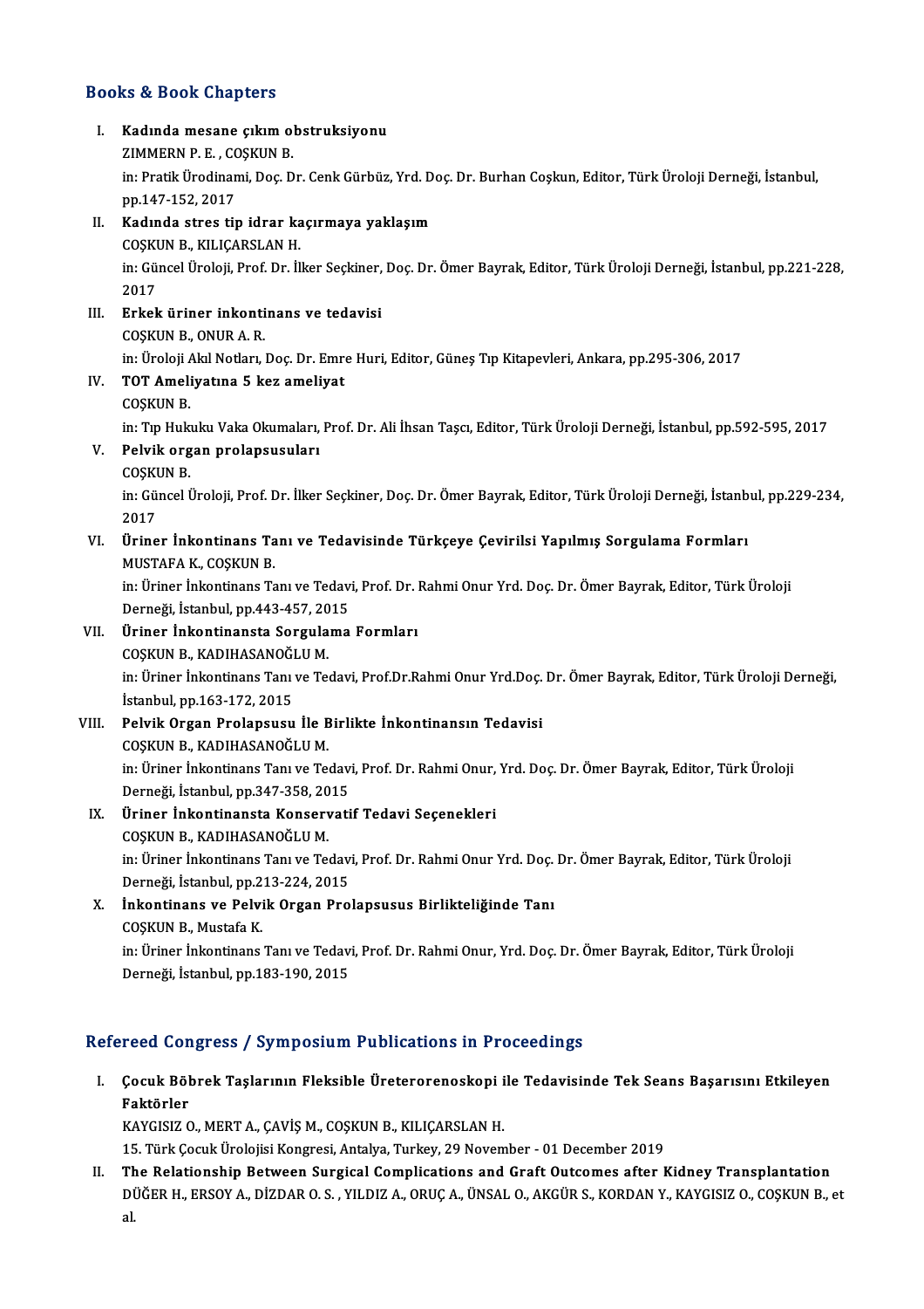## Books & Book Chapters

I. **Kadında mesane çıkım obstruksiyonu**
ZIMMERN P. E. , COŞKUN B.
in: Pratik Ürodinami, Doç. Dr. Cenk Gürbüz, Yrd. Doç. Dr. Burhan Coşkun, Editor, Türk Üroloji Derneği, İstanbul, pp.147-152, 2017

II. **Kadında stres tip idrar kaçırmaya yaklaşım**
COŞKUN B., KILIÇARSLAN H.
in: Güncel Üroloji, Prof. Dr. İlker Seçkiner, Doç. Dr. Ömer Bayrak, Editor, Türk Üroloji Derneği, İstanbul, pp.221-228, 2017

III. **Erkek üriner inkontinans ve tedavisi**
COŞKUN B., ONUR A. R.
in: Üroloji Akıl Notları, Doç. Dr. Emre Huri, Editor, Güneş Tıp Kitapevleri, Ankara, pp.295-306, 2017

IV. **TOT Ameliyatına 5 kez ameliyat**
COŞKUN B.
in: Tıp Hukuku Vaka Okumaları, Prof. Dr. Ali İhsan Taşcı, Editor, Türk Üroloji Derneği, İstanbul, pp.592-595, 2017

V. **Pelvik organ prolapsusuları**
COŞKUN B.
in: Güncel Üroloji, Prof. Dr. İlker Seçkiner, Doç. Dr. Ömer Bayrak, Editor, Türk Üroloji Derneği, İstanbul, pp.229-234, 2017

VI. **Üriner İnkontinans Tanı ve Tedavisinde Türkçeye Çevirilsi Yapılmış Sorgulama Formları**
MUSTAFA K., COŞKUN B.
in: Üriner İnkontinans Tanı ve Tedavi, Prof. Dr. Rahmi Onur Yrd. Doç. Dr. Ömer Bayrak, Editor, Türk Üroloji Derneği, İstanbul, pp.443-457, 2015

VII. **Üriner İnkontinansta Sorgulama Formları**
COŞKUN B., KADIHASANOĞLU M.
in: Üriner İnkontinans Tanı ve Tedavi, Prof.Dr.Rahmi Onur Yrd.Doç. Dr. Ömer Bayrak, Editor, Türk Üroloji Derneği, İstanbul, pp.163-172, 2015

VIII. **Pelvik Organ Prolapsusu İle Birlikte İnkontinansın Tedavisi**
COŞKUN B., KADIHASANOĞLU M.
in: Üriner İnkontinans Tanı ve Tedavi, Prof. Dr. Rahmi Onur, Yrd. Doç. Dr. Ömer Bayrak, Editor, Türk Üroloji Derneği, İstanbul, pp.347-358, 2015

IX. **Üriner İnkontinansta Konservatif Tedavi Seçenekleri**
COŞKUN B., KADIHASANOĞLU M.
in: Üriner İnkontinans Tanı ve Tedavi, Prof. Dr. Rahmi Onur Yrd. Doç. Dr. Ömer Bayrak, Editor, Türk Üroloji Derneği, İstanbul, pp.213-224, 2015

X. **İnkontinans ve Pelvik Organ Prolapsusus Birlikteliğinde Tanı**
COŞKUN B., Mustafa K.
in: Üriner İnkontinans Tanı ve Tedavi, Prof. Dr. Rahmi Onur, Yrd. Doç. Dr. Ömer Bayrak, Editor, Türk Üroloji Derneği, İstanbul, pp.183-190, 2015

## Refereed Congress / Symposium Publications in Proceedings

I. **Çocuk Böbrek Taşlarının Fleksible Üreterorenoskopi ile Tedavisinde Tek Seans Başarısını Etkileyen Faktörler**
KAYGISIZ O., MERT A., ÇAVİŞ M., COŞKUN B., KILIÇARSLAN H.
15. Türk Çocuk Ürolojisi Kongresi, Antalya, Turkey, 29 November - 01 December 2019

II. **The Relationship Between Surgical Complications and Graft Outcomes after Kidney Transplantation**
DÜĞER H., ERSOY A., DİZDAR O. S. , YILDIZ A., ORUÇ A., ÜNSAL O., AKGÜR S., KORDAN Y., KAYGISIZ O., COŞKUN B., et al.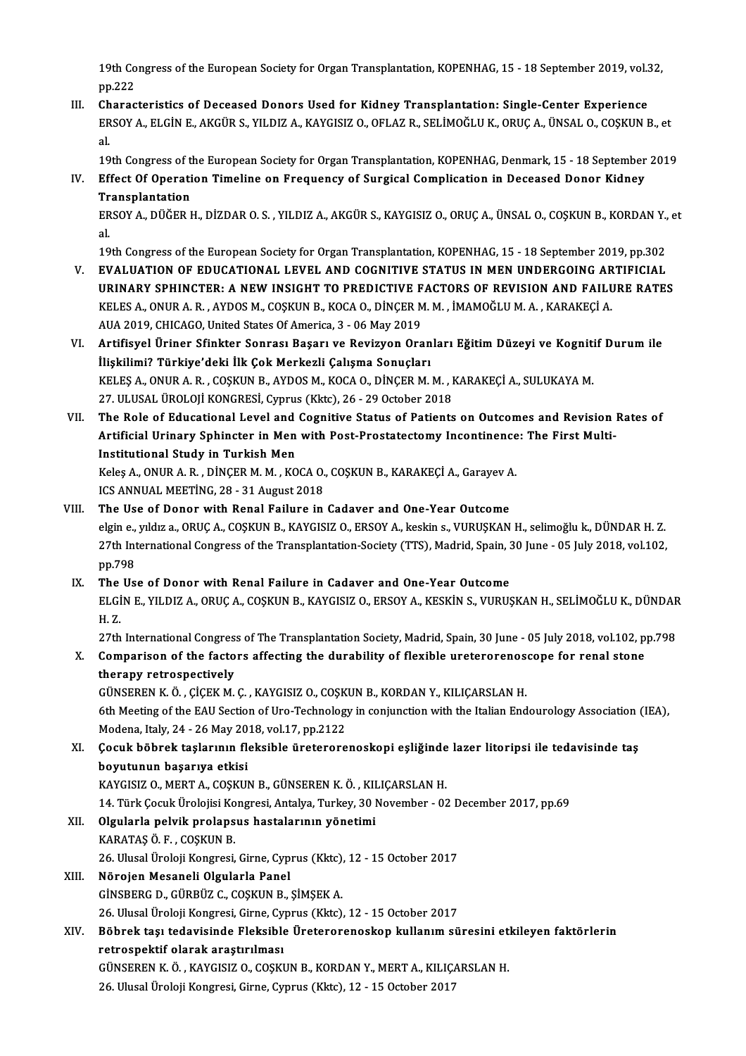19th Congress of the European Society for Organ Transplantation, KOPENHAG, 15 - 18 September 2019, vol.32, pp.222

III. **Characteristics of Deceased Donors Used for Kidney Transplantation: Single-Center Experience**
ERSOY A., ELGİN E., AKGÜR S., YILDIZ A., KAYGISIZ O., OFLAZ R., SELİMOĞLU K., ORUÇ A., ÜNSAL O., COŞKUN B., et al.
19th Congress of the European Society for Organ Transplantation, KOPENHAG, Denmark, 15 - 18 September 2019

IV. **Effect Of Operation Timeline on Frequency of Surgical Complication in Deceased Donor Kidney Transplantation**
ERSOY A., DÜĞER H., DİZDAR O. S. , YILDIZ A., AKGÜR S., KAYGISIZ O., ORUÇ A., ÜNSAL O., COŞKUN B., KORDAN Y., et al.
19th Congress of the European Society for Organ Transplantation, KOPENHAG, 15 - 18 September 2019, pp.302

V. **EVALUATION OF EDUCATIONAL LEVEL AND COGNITIVE STATUS IN MEN UNDERGOING ARTIFICIAL URINARY SPHINCTER: A NEW INSIGHT TO PREDICTIVE FACTORS OF REVISION AND FAILURE RATES**
KELES A., ONUR A. R. , AYDOS M., COŞKUN B., KOCA O., DİNÇER M. M. , İMAMOĞLU M. A. , KARAKEÇİ A.
AUA 2019, CHICAGO, United States Of America, 3 - 06 May 2019

VI. **Artifisyel Üriner Sfinkter Sonrası Başarı ve Revizyon Oranları Eğitim Düzeyi ve Kognitif Durum ile İlişkilimi? Türkiye'deki İlk Çok Merkezli Çalışma Sonuçları**
KELEŞ A., ONUR A. R. , COŞKUN B., AYDOS M., KOCA O., DİNÇER M. M. , KARAKEÇİ A., SULUKAYA M.
27. ULUSAL ÜROLOJİ KONGRESİ, Cyprus (Kktc), 26 - 29 October 2018

VII. **The Role of Educational Level and Cognitive Status of Patients on Outcomes and Revision Rates of Artificial Urinary Sphincter in Men with Post-Prostatectomy Incontinence: The First Multi-Institutional Study in Turkish Men**
Keleş A., ONUR A. R. , DİNÇER M. M. , KOCA O., COŞKUN B., KARAKEÇİ A., Garayev A.
ICS ANNUAL MEETİNG, 28 - 31 August 2018

VIII. **The Use of Donor with Renal Failure in Cadaver and One-Year Outcome**
elgin e., yıldız a., ORUÇ A., COŞKUN B., KAYGISIZ O., ERSOY A., keskin s., VURUŞKAN H., selimoğlu k., DÜNDAR H. Z.
27th International Congress of the Transplantation-Society (TTS), Madrid, Spain, 30 June - 05 July 2018, vol.102, pp.798

IX. **The Use of Donor with Renal Failure in Cadaver and One-Year Outcome**
ELGİN E., YILDIZ A., ORUÇ A., COŞKUN B., KAYGISIZ O., ERSOY A., KESKİN S., VURUŞKAN H., SELİMOĞLU K., DÜNDAR H. Z.
27th International Congress of The Transplantation Society, Madrid, Spain, 30 June - 05 July 2018, vol.102, pp.798

X. **Comparison of the factors affecting the durability of flexible ureterorenoscope for renal stone therapy retrospectively**
GÜNSEREN K. Ö. , ÇİÇEK M. Ç. , KAYGISIZ O., COŞKUN B., KORDAN Y., KILIÇARSLAN H.
6th Meeting of the EAU Section of Uro-Technology in conjunction with the Italian Endourology Association (IEA), Modena, Italy, 24 - 26 May 2018, vol.17, pp.2122

XI. **Çocuk böbrek taşlarının fleksible üreterorenoskopi eşliğinde lazer litoripsi ile tedavisinde taş boyutunun başarıya etkisi**
KAYGISIZ O., MERT A., COŞKUN B., GÜNSEREN K. Ö. , KILIÇARSLAN H.
14. Türk Çocuk Ürolojisi Kongresi, Antalya, Turkey, 30 November - 02 December 2017, pp.69

XII. **Olgularla pelvik prolapsus hastalarının yönetimi**
KARATAŞ Ö. F. , COŞKUN B.
26. Ulusal Üroloji Kongresi, Girne, Cyprus (Kktc), 12 - 15 October 2017

XIII. **Nörojen Mesaneli Olgularla Panel**
GİNSBERG D., GÜRBÜZ C., COŞKUN B., ŞİMŞEK A.
26. Ulusal Üroloji Kongresi, Girne, Cyprus (Kktc), 12 - 15 October 2017

XIV. **Böbrek taşı tedavisinde Fleksible Üreterorenoskop kullanım süresini etkileyen faktörlerin retrospektif olarak araştırılması**
GÜNSEREN K. Ö. , KAYGISIZ O., COŞKUN B., KORDAN Y., MERT A., KILIÇARSLAN H.
26. Ulusal Üroloji Kongresi, Girne, Cyprus (Kktc), 12 - 15 October 2017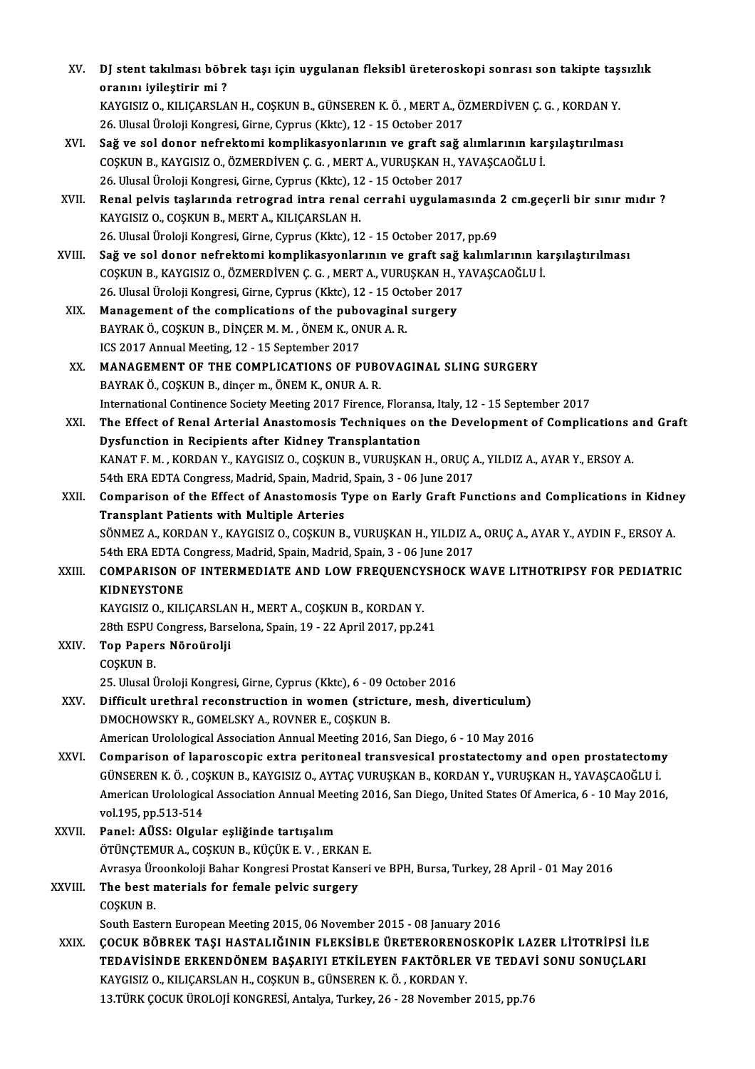XV. **DJ stent takılması böbrek taşı için uygulanan fleksibl üreteroskopi sonrası son takipte taşsızlık oranını iyileştirir mi ?**
KAYGISIZ O., KILIÇARSLAN H., COŞKUN B., GÜNSEREN K. Ö. , MERT A., ÖZMERDİVEN Ç. G. , KORDAN Y.
26. Ulusal Üroloji Kongresi, Girne, Cyprus (Kktc), 12 - 15 October 2017

XVI. **Sağ ve sol donor nefrektomi komplikasyonlarının ve graft sağ alımlarının karşılaştırılması**
COŞKUN B., KAYGISIZ O., ÖZMERDİVEN Ç. G. , MERT A., VURUŞKAN H., YAVAŞÇAOĞLU İ.
26. Ulusal Üroloji Kongresi, Girne, Cyprus (Kktc), 12 - 15 October 2017

XVII. **Renal pelvis taşlarında retrograd intra renal cerrahi uygulamasında 2 cm.geçerli bir sınır mıdır ?**
KAYGISIZ O., COŞKUN B., MERT A., KILIÇARSLAN H.
26. Ulusal Üroloji Kongresi, Girne, Cyprus (Kktc), 12 - 15 October 2017, pp.69

XVIII. **Sağ ve sol donor nefrektomi komplikasyonlarının ve graft sağ kalımlarının karşılaştırılması**
COŞKUN B., KAYGISIZ O., ÖZMERDİVEN Ç. G. , MERT A., VURUŞKAN H., YAVAŞÇAOĞLU İ.
26. Ulusal Üroloji Kongresi, Girne, Cyprus (Kktc), 12 - 15 October 2017

XIX. **Management of the complications of the pubovaginal surgery**
BAYRAK Ö., COŞKUN B., DİNÇER M. M. , ÖNEM K., ONUR A. R.
ICS 2017 Annual Meeting, 12 - 15 September 2017

XX. **MANAGEMENT OF THE COMPLICATIONS OF PUBOVAGINAL SLING SURGERY**
BAYRAK Ö., COŞKUN B., dinçer m., ÖNEM K., ONUR A. R.
International Continence Society Meeting 2017 Firence, Floransa, Italy, 12 - 15 September 2017

XXI. **The Effect of Renal Arterial Anastomosis Techniques on the Development of Complications and Graft Dysfunction in Recipients after Kidney Transplantation**
KANAT F. M. , KORDAN Y., KAYGISIZ O., COŞKUN B., VURUŞKAN H., ORUÇ A., YILDIZ A., AYAR Y., ERSOY A.
54th ERA EDTA Congress, Madrid, Spain, Madrid, Spain, 3 - 06 June 2017

XXII. **Comparison of the Effect of Anastomosis Type on Early Graft Functions and Complications in Kidney Transplant Patients with Multiple Arteries**
SÖNMEZ A., KORDAN Y., KAYGISIZ O., COŞKUN B., VURUŞKAN H., YILDIZ A., ORUÇ A., AYAR Y., AYDIN F., ERSOY A.
54th ERA EDTA Congress, Madrid, Spain, Madrid, Spain, 3 - 06 June 2017

XXIII. **COMPARISON OF INTERMEDIATE AND LOW FREQUENCYSHOCK WAVE LITHOTRIPSY FOR PEDIATRIC KIDNEYSTONE**
KAYGISIZ O., KILIÇARSLAN H., MERT A., COŞKUN B., KORDAN Y.
28th ESPU Congress, Barselona, Spain, 19 - 22 April 2017, pp.241

XXIV. **Top Papers Nöroürolji**
COŞKUN B.
25. Ulusal Üroloji Kongresi, Girne, Cyprus (Kktc), 6 - 09 October 2016

XXV. **Difficult urethral reconstruction in women (stricture, mesh, diverticulum)**
DMOCHOWSKY R., GOMELSKY A., ROVNER E., COŞKUN B.
American Urolological Association Annual Meeting 2016, San Diego, 6 - 10 May 2016

XXVI. **Comparison of laparoscopic extra peritoneal transvesical prostatectomy and open prostatectomy**
GÜNSEREN K. Ö. , COŞKUN B., KAYGISIZ O., AYTAÇ VURUŞKAN B., KORDAN Y., VURUŞKAN H., YAVAŞÇAOĞLU İ.
American Urolological Association Annual Meeting 2016, San Diego, United States Of America, 6 - 10 May 2016, vol.195, pp.513-514

XXVII. **Panel: AÜSS: Olgular eşliğinde tartışalım**
ÖTÜNÇTEMUR A., COŞKUN B., KÜÇÜK E. V. , ERKAN E.
Avrasya Üroonkoloji Bahar Kongresi Prostat Kanseri ve BPH, Bursa, Turkey, 28 April - 01 May 2016

XXVIII. **The best materials for female pelvic surgery**
COŞKUN B.
South Eastern European Meeting 2015, 06 November 2015 - 08 January 2016

XXIX. **ÇOCUK BÖBREK TAŞI HASTALIĞININ FLEKSİBLE ÜRETERORENOSKOPİK LAZER LİTOTRİPSİ İLE TEDAVİSİNDE ERKENDÖNEM BAŞARIYI ETKİLEYEN FAKTÖRLER VE TEDAVİ SONU SONUÇLARI**
KAYGISIZ O., KILIÇARSLAN H., COŞKUN B., GÜNSEREN K. Ö. , KORDAN Y.
13.TÜRK ÇOCUK ÜROLOJİ KONGRESİ, Antalya, Turkey, 26 - 28 November 2015, pp.76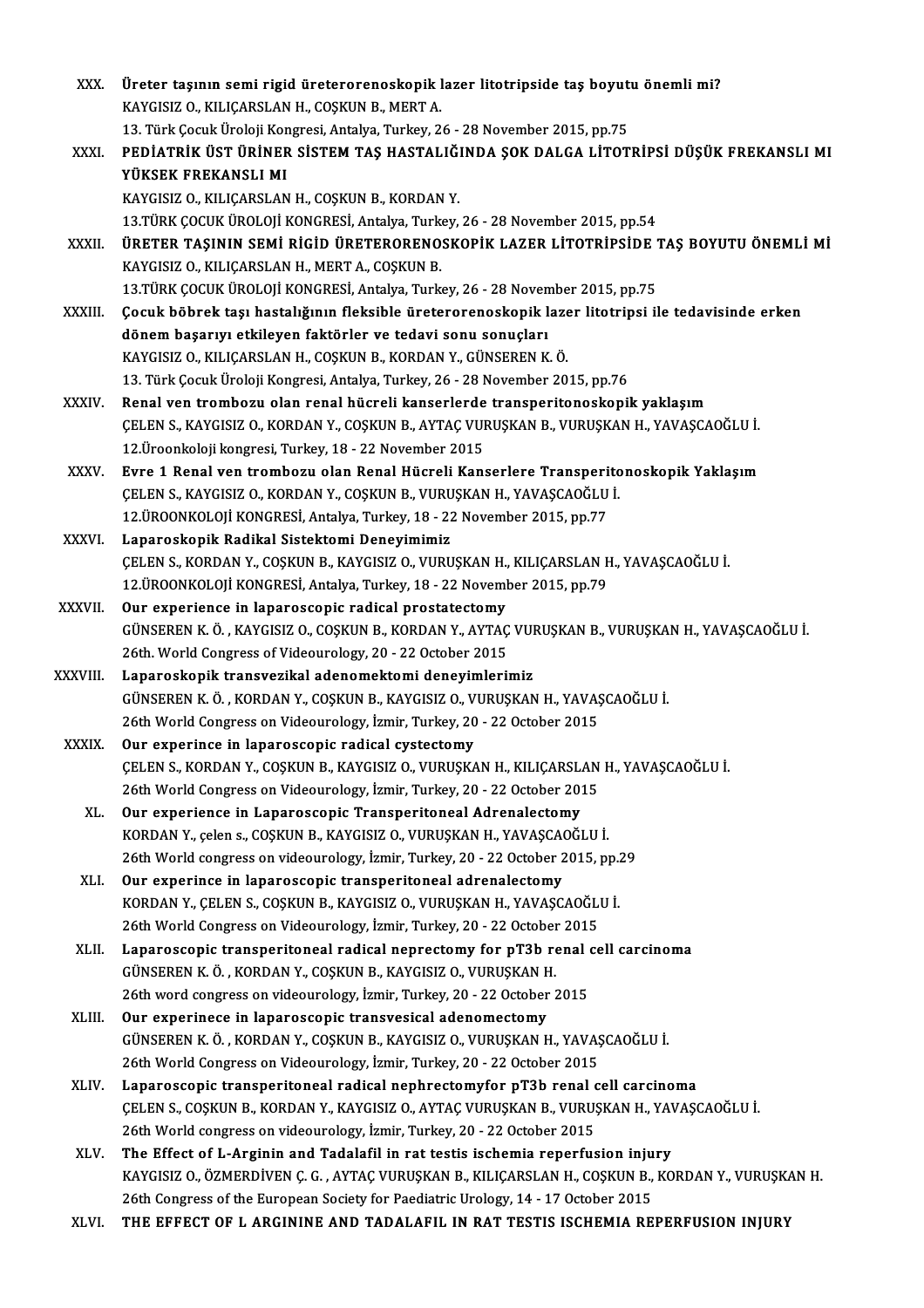XXX. Üreter taşının semi rigid üreterorenoskopik lazer litotripside taş boyutu önemli mi?
KAYGISIZ O., KILIÇARSLAN H., COŞKUN B., MERT A.
13. Türk Çocuk Üroloji Kongresi, Antalya, Turkey, 26 - 28 November 2015, pp.75

XXXI. PEDİATRİK ÜST ÜRİNER SİSTEM TAŞ HASTALIĞINDA ŞOK DALGA LİTOTRİPSİ DÜŞÜK FREKANSLI MI YÜKSEK FREKANSLI MI
KAYGISIZ O., KILIÇARSLAN H., COŞKUN B., KORDAN Y.
13.TÜRK ÇOCUK ÜROLOJİ KONGRESİ, Antalya, Turkey, 26 - 28 November 2015, pp.54

XXXII. ÜRETER TAŞININ SEMİ RİGİD ÜRETERORENOSKOPİK LAZER LİTOTRİPSİDE TAŞ BOYUTU ÖNEMLİ Mİ
KAYGISIZ O., KILIÇARSLAN H., MERT A., COŞKUN B.
13.TÜRK ÇOCUK ÜROLOJİ KONGRESİ, Antalya, Turkey, 26 - 28 November 2015, pp.75

XXXIII. Çocuk böbrek taşı hastalığının fleksible üreterorenoskopik lazer litotripsi ile tedavisinde erken dönem başarıyı etkileyen faktörler ve tedavi sonu sonuçları
KAYGISIZ O., KILIÇARSLAN H., COŞKUN B., KORDAN Y., GÜNSEREN K. Ö.
13. Türk Çocuk Üroloji Kongresi, Antalya, Turkey, 26 - 28 November 2015, pp.76

XXXIV. Renal ven trombozu olan renal hücreli kanserlerde transperitonoskopik yaklaşım
ÇELEN S., KAYGISIZ O., KORDAN Y., COŞKUN B., AYTAÇ VURUŞKAN B., VURUŞKAN H., YAVAŞCAOĞLU İ.
12.Üroonkoloji kongresi, Turkey, 18 - 22 November 2015

XXXV. Evre 1 Renal ven trombozu olan Renal Hücreli Kanserlere Transperitonoskopik Yaklaşım
ÇELEN S., KAYGISIZ O., KORDAN Y., COŞKUN B., VURUŞKAN H., YAVAŞCAOĞLU İ.
12.ÜROONKOLOJİ KONGRESİ, Antalya, Turkey, 18 - 22 November 2015, pp.77

XXXVI. Laparoskopik Radikal Sistektomi Deneyimimiz
ÇELEN S., KORDAN Y., COŞKUN B., KAYGISIZ O., VURUŞKAN H., KILIÇARSLAN H., YAVAŞCAOĞLU İ.
12.ÜROONKOLOJİ KONGRESİ, Antalya, Turkey, 18 - 22 November 2015, pp.79

XXXVII. Our experience in laparoscopic radical prostatectomy
GÜNSEREN K. Ö. , KAYGISIZ O., COŞKUN B., KORDAN Y., AYTAÇ VURUŞKAN B., VURUŞKAN H., YAVAŞCAOĞLU İ.
26th. World Congress of Videourology, 20 - 22 October 2015

XXXVIII. Laparoskopik transvezikal adenomektomi deneyimlerimiz
GÜNSEREN K. Ö. , KORDAN Y., COŞKUN B., KAYGISIZ O., VURUŞKAN H., YAVAŞCAOĞLU İ.
26th World Congress on Videourology, İzmir, Turkey, 20 - 22 October 2015

XXXIX. Our experince in laparoscopic radical cystectomy
ÇELEN S., KORDAN Y., COŞKUN B., KAYGISIZ O., VURUŞKAN H., KILIÇARSLAN H., YAVAŞCAOĞLU İ.
26th World Congress on Videourology, İzmir, Turkey, 20 - 22 October 2015

XL. Our experience in Laparoscopic Transperitoneal Adrenalectomy
KORDAN Y., çelen s., COŞKUN B., KAYGISIZ O., VURUŞKAN H., YAVAŞCAOĞLU İ.
26th World congress on videourology, İzmir, Turkey, 20 - 22 October 2015, pp.29

XLI. Our experince in laparoscopic transperitoneal adrenalectomy
KORDAN Y., ÇELEN S., COŞKUN B., KAYGISIZ O., VURUŞKAN H., YAVAŞCAOĞLU İ.
26th World Congress on Videourology, İzmir, Turkey, 20 - 22 October 2015

XLII. Laparoscopic transperitoneal radical neprectomy for pT3b renal cell carcinoma
GÜNSEREN K. Ö. , KORDAN Y., COŞKUN B., KAYGISIZ O., VURUŞKAN H.
26th word congress on videourology, İzmir, Turkey, 20 - 22 October 2015

XLIII. Our experinece in laparoscopic transvesical adenomectomy
GÜNSEREN K. Ö. , KORDAN Y., COŞKUN B., KAYGISIZ O., VURUŞKAN H., YAVAŞCAOĞLU İ.
26th World Congress on Videourology, İzmir, Turkey, 20 - 22 October 2015

XLIV. Laparoscopic transperitoneal radical nephrectomyfor pT3b renal cell carcinoma
ÇELEN S., COŞKUN B., KORDAN Y., KAYGISIZ O., AYTAÇ VURUŞKAN B., VURUŞKAN H., YAVAŞCAOĞLU İ.
26th World congress on videourology, İzmir, Turkey, 20 - 22 October 2015

XLV. The Effect of L-Arginin and Tadalafil in rat testis ischemia reperfusion injury
KAYGISIZ O., ÖZMERDİVEN Ç. G. , AYTAÇ VURUŞKAN B., KILIÇARSLAN H., COŞKUN B., KORDAN Y., VURUŞKAN H.
26th Congress of the European Society for Paediatric Urology, 14 - 17 October 2015

XLVI. THE EFFECT OF L ARGININE AND TADALAFIL IN RAT TESTIS ISCHEMIA REPERFUSION INJURY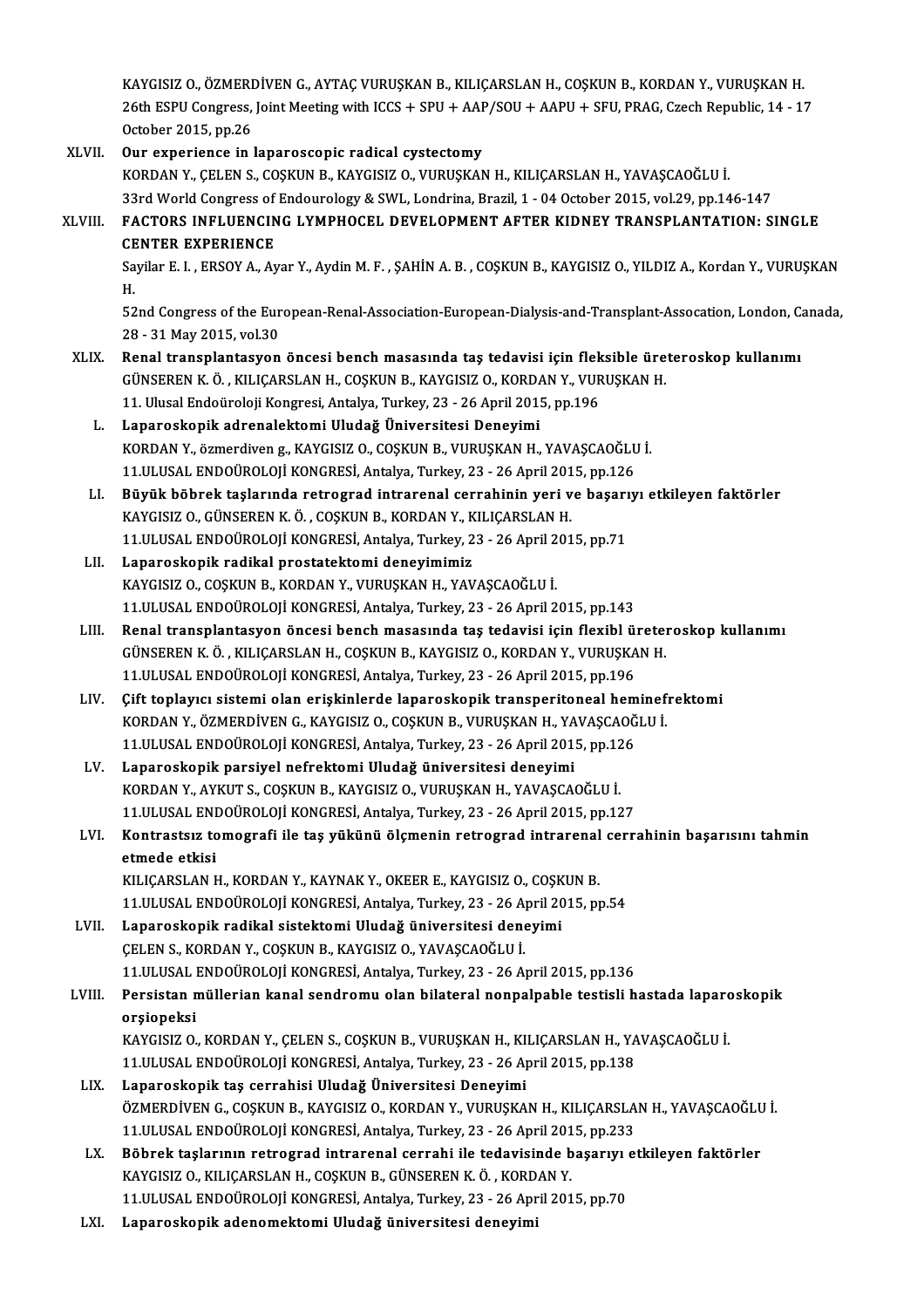KAYGISIZ O., ÖZMERDİVEN G., AYTAÇ VURUŞKAN B., KILIÇARSLAN H., COŞKUN B., KORDAN Y., VURUŞKAN H.
26th ESPU Congress, Joint Meeting with ICCS + SPU + AAP/SOU + AAPU + SFU, PRAG, Czech Republic, 14 - 17 October 2015, pp.26

XLVII. **Our experience in laparoscopic radical cystectomy**
KORDAN Y., ÇELEN S., COŞKUN B., KAYGISIZ O., VURUŞKAN H., KILIÇARSLAN H., YAVAŞCAOĞLU İ.
33rd World Congress of Endourology & SWL, Londrina, Brazil, 1 - 04 October 2015, vol.29, pp.146-147

XLVIII. **FACTORS INFLUENCING LYMPHOCEL DEVELOPMENT AFTER KIDNEY TRANSPLANTATION: SINGLE CENTER EXPERIENCE**
Sayilar E. I. , ERSOY A., Ayar Y., Aydin M. F. , ŞAHİN A. B. , COŞKUN B., KAYGISIZ O., YILDIZ A., Kordan Y., VURUŞKAN H.
52nd Congress of the European-Renal-Association-European-Dialysis-and-Transplant-Assocation, London, Canada, 28 - 31 May 2015, vol.30

XLIX. **Renal transplantasyon öncesi bench masasında taş tedavisi için fleksible üreteroskop kullanımı**
GÜNSEREN K. Ö. , KILIÇARSLAN H., COŞKUN B., KAYGISIZ O., KORDAN Y., VURUŞKAN H.
11. Ulusal Endoüroloji Kongresi, Antalya, Turkey, 23 - 26 April 2015, pp.196

L. **Laparoskopik adrenalektomi Uludağ Üniversitesi Deneyimi**
KORDAN Y., özmerdiven g., KAYGISIZ O., COŞKUN B., VURUŞKAN H., YAVAŞCAOĞLU İ.
11.ULUSAL ENDOÜROLOJİ KONGRESİ, Antalya, Turkey, 23 - 26 April 2015, pp.126

LI. **Büyük böbrek taşlarında retrograd intrarenal cerrahinin yeri ve başarıyı etkileyen faktörler**
KAYGISIZ O., GÜNSEREN K. Ö. , COŞKUN B., KORDAN Y., KILIÇARSLAN H.
11.ULUSAL ENDOÜROLOJİ KONGRESİ, Antalya, Turkey, 23 - 26 April 2015, pp.71

LII. **Laparoskopik radikal prostatektomi deneyimimiz**
KAYGISIZ O., COŞKUN B., KORDAN Y., VURUŞKAN H., YAVAŞCAOĞLU İ.
11.ULUSAL ENDOÜROLOJİ KONGRESİ, Antalya, Turkey, 23 - 26 April 2015, pp.143

LIII. **Renal transplantasyon öncesi bench masasında taş tedavisi için flexibl üreteroskop kullanımı**
GÜNSEREN K. Ö. , KILIÇARSLAN H., COŞKUN B., KAYGISIZ O., KORDAN Y., VURUŞKAN H.
11.ULUSAL ENDOÜROLOJİ KONGRESİ, Antalya, Turkey, 23 - 26 April 2015, pp.196

LIV. **Çift toplayıcı sistemi olan erişkinlerde laparoskopik transperitoneal heminefrektomi**
KORDAN Y., ÖZMERDİVEN G., KAYGISIZ O., COŞKUN B., VURUŞKAN H., YAVAŞCAOĞLU İ.
11.ULUSAL ENDOÜROLOJİ KONGRESİ, Antalya, Turkey, 23 - 26 April 2015, pp.126

LV. **Laparoskopik parsiyel nefrektomi Uludağ üniversitesi deneyimi**
KORDAN Y., AYKUT S., COŞKUN B., KAYGISIZ O., VURUŞKAN H., YAVAŞCAOĞLU İ.
11.ULUSAL ENDOÜROLOJİ KONGRESİ, Antalya, Turkey, 23 - 26 April 2015, pp.127

LVI. **Kontrastsız tomografi ile taş yükünü ölçmenin retrograd intrarenal cerrahinin başarısını tahmin etmede etkisi**
KILIÇARSLAN H., KORDAN Y., KAYNAK Y., OKEER E., KAYGISIZ O., COŞKUN B.
11.ULUSAL ENDOÜROLOJİ KONGRESİ, Antalya, Turkey, 23 - 26 April 2015, pp.54

LVII. **Laparoskopik radikal sistektomi Uludağ üniversitesi deneyimi**
ÇELEN S., KORDAN Y., COŞKUN B., KAYGISIZ O., YAVAŞCAOĞLU İ.
11.ULUSAL ENDOÜROLOJİ KONGRESİ, Antalya, Turkey, 23 - 26 April 2015, pp.136

LVIII. **Persistan müllerian kanal sendromu olan bilateral nonpalpable testisli hastada laparoskopik orşiopeksi**
KAYGISIZ O., KORDAN Y., ÇELEN S., COŞKUN B., VURUŞKAN H., KILIÇARSLAN H., YAVAŞCAOĞLU İ.
11.ULUSAL ENDOÜROLOJİ KONGRESİ, Antalya, Turkey, 23 - 26 April 2015, pp.138

LIX. **Laparoskopik taş cerrahisi Uludağ Üniversitesi Deneyimi**
ÖZMERDİVEN G., COŞKUN B., KAYGISIZ O., KORDAN Y., VURUŞKAN H., KILIÇARSLAN H., YAVAŞCAOĞLU İ.
11.ULUSAL ENDOÜROLOJİ KONGRESİ, Antalya, Turkey, 23 - 26 April 2015, pp.233

LX. **Böbrek taşlarının retrograd intrarenal cerrahi ile tedavisinde başarıyı etkileyen faktörler**
KAYGISIZ O., KILIÇARSLAN H., COŞKUN B., GÜNSEREN K. Ö. , KORDAN Y.
11.ULUSAL ENDOÜROLOJİ KONGRESİ, Antalya, Turkey, 23 - 26 April 2015, pp.70

LXI. **Laparoskopik adenomektomi Uludağ üniversitesi deneyimi**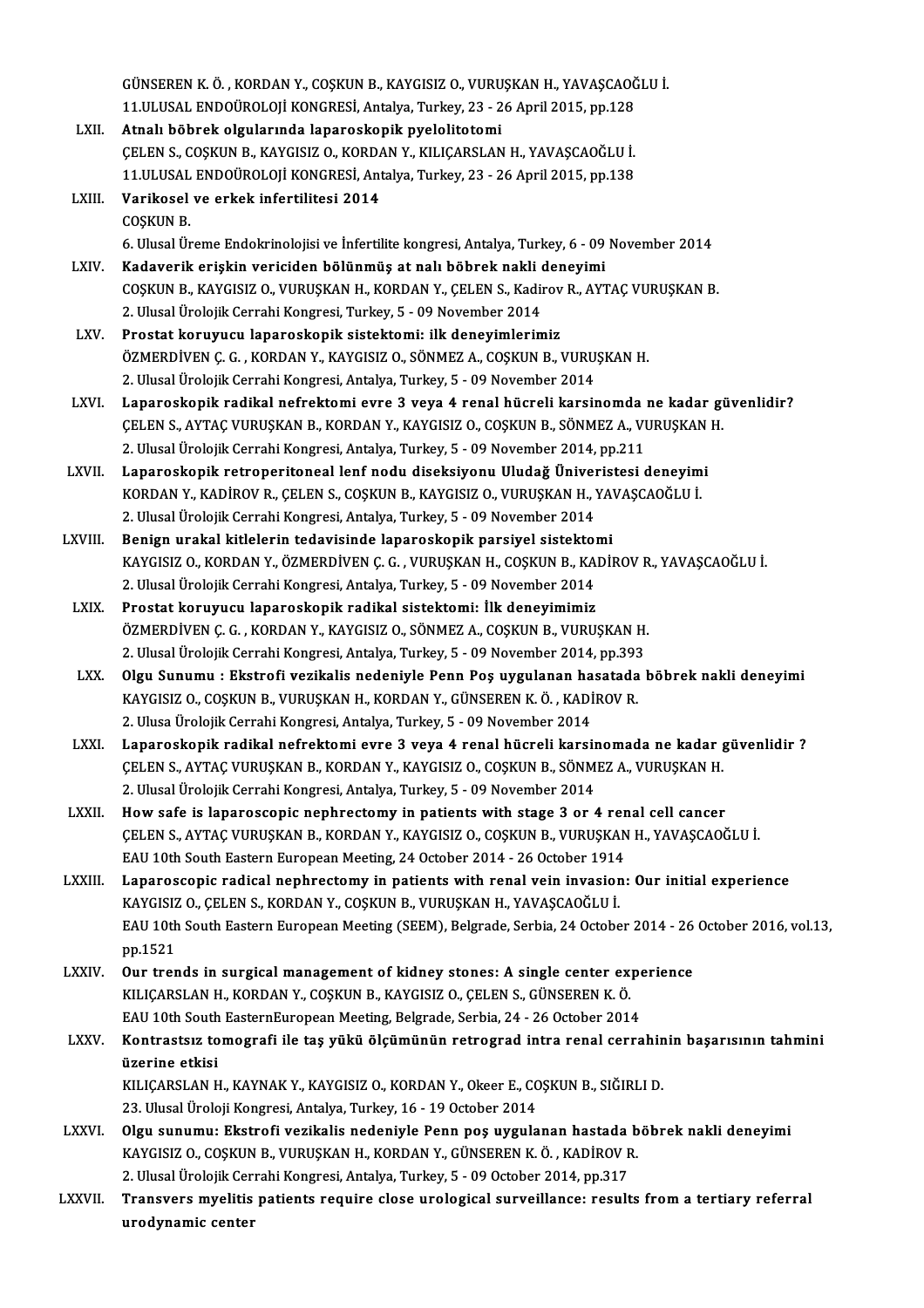GÜNSEREN K. Ö. , KORDAN Y., COŞKUN B., KAYGISIZ O., VURUŞKAN H., YAVAŞCAOĞLU İ.
11.ULUSAL ENDOÜROLOJİ KONGRESİ, Antalya, Turkey, 23 - 26 April 2015, pp.128

LXII. **Atnalı böbrek olgularında laparoskopik pyelolitotomi**
ÇELEN S., COŞKUN B., KAYGISIZ O., KORDAN Y., KILIÇARSLAN H., YAVAŞCAOĞLU İ.
11.ULUSAL ENDOÜROLOJİ KONGRESİ, Antalya, Turkey, 23 - 26 April 2015, pp.138

LXIII. **Varikosel ve erkek infertilitesi 2014**
COŞKUN B.
6. Ulusal Üreme Endokrinolojisi ve İnfertilite kongresi, Antalya, Turkey, 6 - 09 November 2014

LXIV. **Kadaverik erişkin vericiden bölünmüş at nalı böbrek nakli deneyimi**
COŞKUN B., KAYGISIZ O., VURUŞKAN H., KORDAN Y., ÇELEN S., Kadirov R., AYTAÇ VURUŞKAN B.
2. Ulusal Ürolojik Cerrahi Kongresi, Turkey, 5 - 09 November 2014

LXV. **Prostat koruyucu laparoskopik sistektomi: ilk deneyimlerimiz**
ÖZMERDİVEN Ç. G. , KORDAN Y., KAYGISIZ O., SÖNMEZ A., COŞKUN B., VURUŞKAN H.
2. Ulusal Ürolojik Cerrahi Kongresi, Antalya, Turkey, 5 - 09 November 2014

LXVI. **Laparoskopik radikal nefrektomi evre 3 veya 4 renal hücreli karsinomda ne kadar güvenlidir?**
ÇELEN S., AYTAÇ VURUŞKAN B., KORDAN Y., KAYGISIZ O., COŞKUN B., SÖNMEZ A., VURUŞKAN H.
2. Ulusal Ürolojik Cerrahi Kongresi, Antalya, Turkey, 5 - 09 November 2014, pp.211

LXVII. **Laparoskopik retroperitoneal lenf nodu diseksiyonu Uludağ Üniveristesi deneyimi**
KORDAN Y., KADİROV R., ÇELEN S., COŞKUN B., KAYGISIZ O., VURUŞKAN H., YAVAŞCAOĞLU İ.
2. Ulusal Ürolojik Cerrahi Kongresi, Antalya, Turkey, 5 - 09 November 2014

LXVIII. **Benign urakal kitlelerin tedavisinde laparoskopik parsiyel sistektomi**
KAYGISIZ O., KORDAN Y., ÖZMERDİVEN Ç. G. , VURUŞKAN H., COŞKUN B., KADİROV R., YAVAŞCAOĞLU İ.
2. Ulusal Ürolojik Cerrahi Kongresi, Antalya, Turkey, 5 - 09 November 2014

LXIX. **Prostat koruyucu laparoskopik radikal sistektomi: İlk deneyimimiz**
ÖZMERDİVEN Ç. G. , KORDAN Y., KAYGISIZ O., SÖNMEZ A., COŞKUN B., VURUŞKAN H.
2. Ulusal Ürolojik Cerrahi Kongresi, Antalya, Turkey, 5 - 09 November 2014, pp.393

LXX. **Olgu Sunumu : Ekstrofi vezikalis nedeniyle Penn Poş uygulanan hasatada böbrek nakli deneyimi**
KAYGISIZ O., COŞKUN B., VURUŞKAN H., KORDAN Y., GÜNSEREN K. Ö. , KADİROV R.
2. Ulusa Ürolojik Cerrahi Kongresi, Antalya, Turkey, 5 - 09 November 2014

LXXI. **Laparoskopik radikal nefrektomi evre 3 veya 4 renal hücreli karsinomada ne kadar güvenlidir ?**
ÇELEN S., AYTAÇ VURUŞKAN B., KORDAN Y., KAYGISIZ O., COŞKUN B., SÖNMEZ A., VURUŞKAN H.
2. Ulusal Ürolojik Cerrahi Kongresi, Antalya, Turkey, 5 - 09 November 2014

LXXII. **How safe is laparoscopic nephrectomy in patients with stage 3 or 4 renal cell cancer**
ÇELEN S., AYTAÇ VURUŞKAN B., KORDAN Y., KAYGISIZ O., COŞKUN B., VURUŞKAN H., YAVAŞCAOĞLU İ.
EAU 10th South Eastern European Meeting, 24 October 2014 - 26 October 1914

LXXIII. **Laparoscopic radical nephrectomy in patients with renal vein invasion: Our initial experience**
KAYGISIZ O., ÇELEN S., KORDAN Y., COŞKUN B., VURUŞKAN H., YAVAŞCAOĞLU İ.
EAU 10th South Eastern European Meeting (SEEM), Belgrade, Serbia, 24 October 2014 - 26 October 2016, vol.13, pp.1521

LXXIV. **Our trends in surgical management of kidney stones: A single center experience**
KILIÇARSLAN H., KORDAN Y., COŞKUN B., KAYGISIZ O., ÇELEN S., GÜNSEREN K. Ö.
EAU 10th South EasternEuropean Meeting, Belgrade, Serbia, 24 - 26 October 2014

LXXV. **Kontrastsız tomografi ile taş yükü ölçümünün retrograd intra renal cerrahinin başarısının tahmini üzerine etkisi**
KILIÇARSLAN H., KAYNAK Y., KAYGISIZ O., KORDAN Y., Okeer E., COŞKUN B., SIĞIRLI D.
23. Ulusal Üroloji Kongresi, Antalya, Turkey, 16 - 19 October 2014

LXXVI. **Olgu sunumu: Ekstrofi vezikalis nedeniyle Penn poş uygulanan hastada böbrek nakli deneyimi**
KAYGISIZ O., COŞKUN B., VURUŞKAN H., KORDAN Y., GÜNSEREN K. Ö. , KADİROV R.
2. Ulusal Ürolojik Cerrahi Kongresi, Antalya, Turkey, 5 - 09 October 2014, pp.317

LXXVII. **Transvers myelitis patients require close urological surveillance: results from a tertiary referral urodynamic center**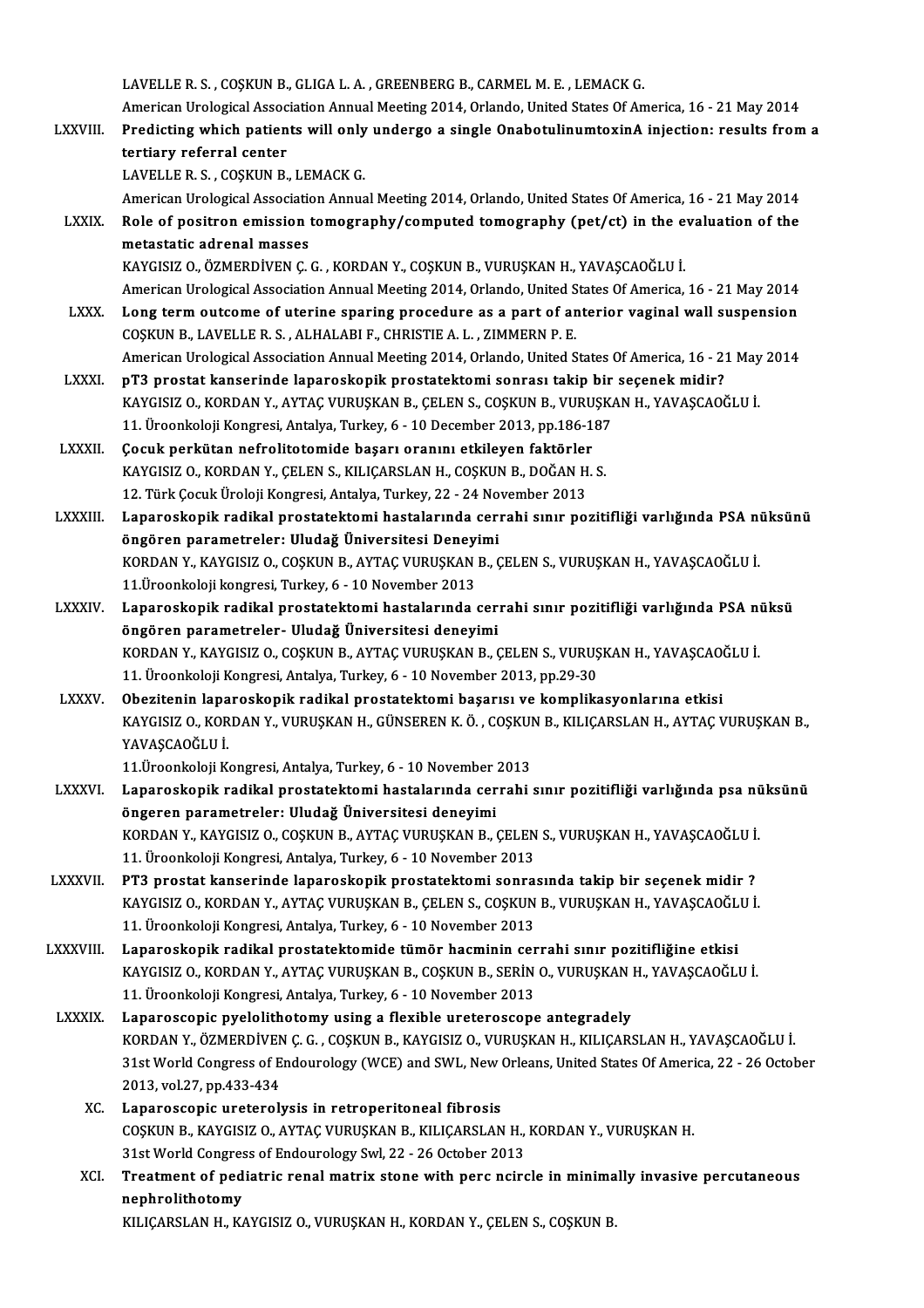LAVELLE R. S. , COŞKUN B., GLIGA L. A. , GREENBERG B., CARMEL M. E. , LEMACK G.
American Urological Association Annual Meeting 2014, Orlando, United States Of America, 16 - 21 May 2014

LXXVIII. **Predicting which patients will only undergo a single OnabotulinumtoxinA injection: results from a tertiary referral center**
LAVELLE R. S. , COŞKUN B., LEMACK G.
American Urological Association Annual Meeting 2014, Orlando, United States Of America, 16 - 21 May 2014

LXXIX. **Role of positron emission tomography/computed tomography (pet/ct) in the evaluation of the metastatic adrenal masses**
KAYGISIZ O., ÖZMERDİVEN Ç. G. , KORDAN Y., COŞKUN B., VURUŞKAN H., YAVAŞCAOĞLU İ.
American Urological Association Annual Meeting 2014, Orlando, United States Of America, 16 - 21 May 2014

LXXX. **Long term outcome of uterine sparing procedure as a part of anterior vaginal wall suspension**
COŞKUN B., LAVELLE R. S. , ALHALABI F., CHRISTIE A. L. , ZIMMERN P. E.
American Urological Association Annual Meeting 2014, Orlando, United States Of America, 16 - 21 May 2014

LXXXI. **pT3 prostat kanserinde laparoskopik prostatektomi sonrası takip bir seçenek midir?**
KAYGISIZ O., KORDAN Y., AYTAÇ VURUŞKAN B., ÇELEN S., COŞKUN B., VURUŞKAN H., YAVAŞCAOĞLU İ.
11. Üroonkoloji Kongresi, Antalya, Turkey, 6 - 10 December 2013, pp.186-187

LXXXII. **Çocuk perkütan nefrolitotomide başarı oranını etkileyen faktörler**
KAYGISIZ O., KORDAN Y., ÇELEN S., KILIÇARSLAN H., COŞKUN B., DOĞAN H. S.
12. Türk Çocuk Üroloji Kongresi, Antalya, Turkey, 22 - 24 November 2013

LXXXIII. **Laparoskopik radikal prostatektomi hastalarında cerrahi sınır pozitifliği varlığında PSA nüksünü öngören parametreler: Uludağ Üniversitesi Deneyimi**
KORDAN Y., KAYGISIZ O., COŞKUN B., AYTAÇ VURUŞKAN B., ÇELEN S., VURUŞKAN H., YAVAŞCAOĞLU İ.
11.Üroonkoloji kongresi, Turkey, 6 - 10 November 2013

LXXXIV. **Laparoskopik radikal prostatektomi hastalarında cerrahi sınır pozitifliği varlığında PSA nüksü öngören parametreler- Uludağ Üniversitesi deneyimi**
KORDAN Y., KAYGISIZ O., COŞKUN B., AYTAÇ VURUŞKAN B., ÇELEN S., VURUŞKAN H., YAVAŞCAOĞLU İ.
11. Üroonkoloji Kongresi, Antalya, Turkey, 6 - 10 November 2013, pp.29-30

LXXXV. **Obezitenin laparoskopik radikal prostatektomi başarısı ve komplikasyonlarına etkisi**
KAYGISIZ O., KORDAN Y., VURUŞKAN H., GÜNSEREN K. Ö. , COŞKUN B., KILIÇARSLAN H., AYTAÇ VURUŞKAN B., YAVAŞCAOĞLU İ.
11.Üroonkoloji Kongresi, Antalya, Turkey, 6 - 10 November 2013

LXXXVI. **Laparoskopik radikal prostatektomi hastalarında cerrahi sınır pozitifliği varlığında psa nüksünü öngeren parametreler: Uludağ Üniversitesi deneyimi**
KORDAN Y., KAYGISIZ O., COŞKUN B., AYTAÇ VURUŞKAN B., ÇELEN S., VURUŞKAN H., YAVAŞCAOĞLU İ.
11. Üroonkoloji Kongresi, Antalya, Turkey, 6 - 10 November 2013

LXXXVII. **PT3 prostat kanserinde laparoskopik prostatektomi sonrasında takip bir seçenek midir ?**
KAYGISIZ O., KORDAN Y., AYTAÇ VURUŞKAN B., ÇELEN S., COŞKUN B., VURUŞKAN H., YAVAŞCAOĞLU İ.
11. Üroonkoloji Kongresi, Antalya, Turkey, 6 - 10 November 2013

LXXXVIII. **Laparoskopik radikal prostatektomide tümör hacminin cerrahi sınır pozitifliğine etkisi**
KAYGISIZ O., KORDAN Y., AYTAÇ VURUŞKAN B., COŞKUN B., SERİN O., VURUŞKAN H., YAVAŞCAOĞLU İ.
11. Üroonkoloji Kongresi, Antalya, Turkey, 6 - 10 November 2013

LXXXIX. **Laparoscopic pyelolithotomy using a flexible ureteroscope antegradely**
KORDAN Y., ÖZMERDİVEN Ç. G. , COŞKUN B., KAYGISIZ O., VURUŞKAN H., KILIÇARSLAN H., YAVAŞCAOĞLU İ.
31st World Congress of Endourology (WCE) and SWL, New Orleans, United States Of America, 22 - 26 October 2013, vol.27, pp.433-434

XC. **Laparoscopic ureterolysis in retroperitoneal fibrosis**
COŞKUN B., KAYGISIZ O., AYTAÇ VURUŞKAN B., KILIÇARSLAN H., KORDAN Y., VURUŞKAN H.
31st World Congress of Endourology Swl, 22 - 26 October 2013

XCI. **Treatment of pediatric renal matrix stone with perc ncircle in minimally invasive percutaneous nephrolithotomy**
KILIÇARSLAN H., KAYGISIZ O., VURUŞKAN H., KORDAN Y., ÇELEN S., COŞKUN B.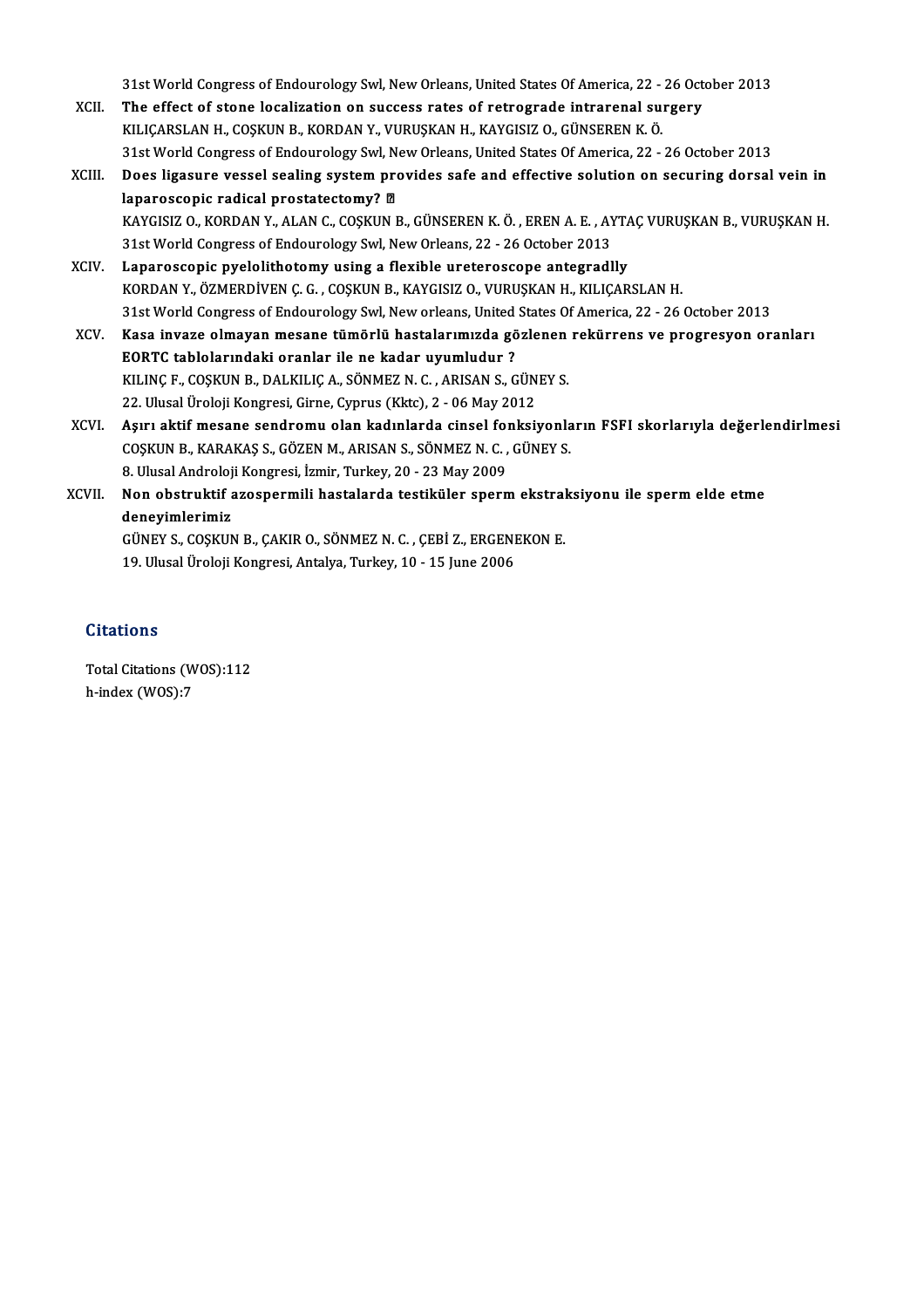31st World Congress of Endourology Swl, New Orleans, United States Of America, 22 - 26 October 2013

XCII. **The effect of stone localization on success rates of retrograde intrarenal surgery**
KILIÇARSLAN H., COŞKUN B., KORDAN Y., VURUŞKAN H., KAYGISIZ O., GÜNSEREN K. Ö.
31st World Congress of Endourology Swl, New Orleans, United States Of America, 22 - 26 October 2013

XCIII. **Does ligasure vessel sealing system provides safe and effective solution on securing dorsal vein in laparoscopic radical prostatectomy?**
KAYGISIZ O., KORDAN Y., ALAN C., COŞKUN B., GÜNSEREN K. Ö. , EREN A. E. , AYTAÇ VURUŞKAN B., VURUŞKAN H.
31st World Congress of Endourology Swl, New Orleans, 22 - 26 October 2013

XCIV. **Laparoscopic pyelolithotomy using a flexible ureteroscope antegradlly**
KORDAN Y., ÖZMERDİVEN Ç. G. , COŞKUN B., KAYGISIZ O., VURUŞKAN H., KILIÇARSLAN H.
31st World Congress of Endourology Swl, New orleans, United States Of America, 22 - 26 October 2013

XCV. **Kasa invaze olmayan mesane tümörlü hastalarımızda gözlenen rekürrens ve progresyon oranları EORTC tablolarındaki oranlar ile ne kadar uyumludur ?**
KILINÇ F., COŞKUN B., DALKILIÇ A., SÖNMEZ N. C. , ARISAN S., GÜNEY S.
22. Ulusal Üroloji Kongresi, Girne, Cyprus (Kktc), 2 - 06 May 2012

XCVI. **Aşırı aktif mesane sendromu olan kadınlarda cinsel fonksiyonların FSFI skorlarıyla değerlendirlmesi**
COŞKUN B., KARAKAŞ S., GÖZEN M., ARISAN S., SÖNMEZ N. C. , GÜNEY S.
8. Ulusal Androloji Kongresi, İzmir, Turkey, 20 - 23 May 2009

XCVII. **Non obstruktif azospermili hastalarda testiküler sperm ekstraksiyonu ile sperm elde etme deneyimlerimiz**
GÜNEY S., COŞKUN B., ÇAKIR O., SÖNMEZ N. C. , ÇEBİ Z., ERGENEKON E.
19. Ulusal Üroloji Kongresi, Antalya, Turkey, 10 - 15 June 2006

## Citations

Total Citations (WOS):112
h-index (WOS):7